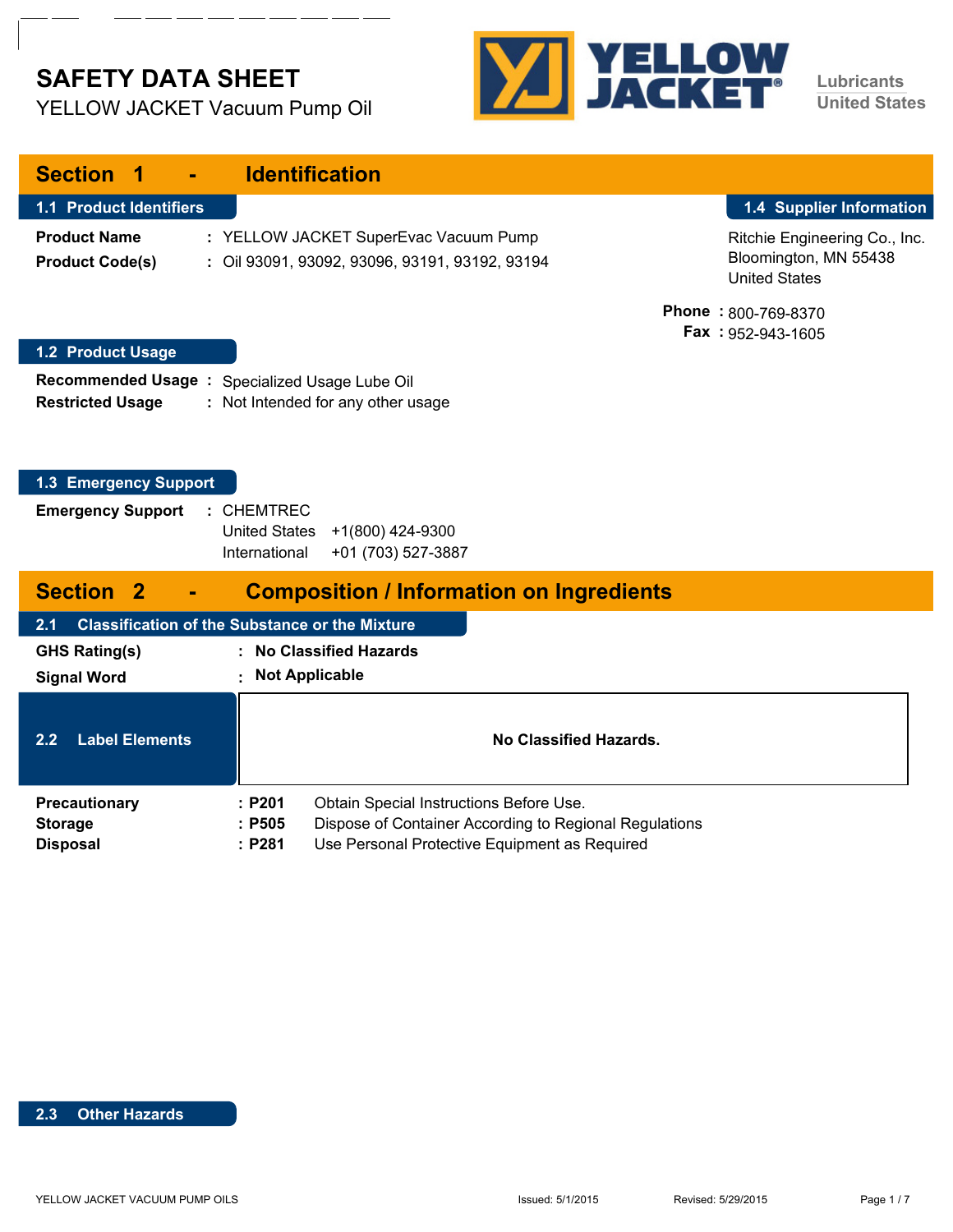# SAFETY DATA SHEET

YELLOW JACKET Vacuum Pump Oil

YELLOW JACKET

Lubricants
United States

## Section 1 - Identification

### 1.1 Product Identifiers

**Product Name** : YELLOW JACKET SuperEvac Vacuum Pump

**Product Code(s)** : Oil 93091, 93092, 93096, 93191, 93192, 93194

### 1.4 Supplier Information

Ritchie Engineering Co., Inc.
Bloomington, MN 55438
United States

**Phone** : 800-769-8370
**Fax** : 952-943-1605

### 1.2 Product Usage

**Recommended Usage** : Specialized Usage Lube Oil

**Restricted Usage** : Not Intended for any other usage

### 1.3 Emergency Support

**Emergency Support** : CHEMTREC
United States +1(800) 424-9300
International +01 (703) 527-3887

## Section 2 - Composition / Information on Ingredients

### 2.1 Classification of the Substance or the Mixture

**GHS Rating(s)** : **No Classified Hazards**

**Signal Word** : **Not Applicable**

### 2.2 Label Elements

**No Classified Hazards.**

| | | |
|---|---|---|
| **Precautionary** | **: P201** | Obtain Special Instructions Before Use. |
| **Storage** | **: P505** | Dispose of Container According to Regional Regulations |
| **Disposal** | **: P281** | Use Personal Protective Equipment as Required |

### 2.3 Other Hazards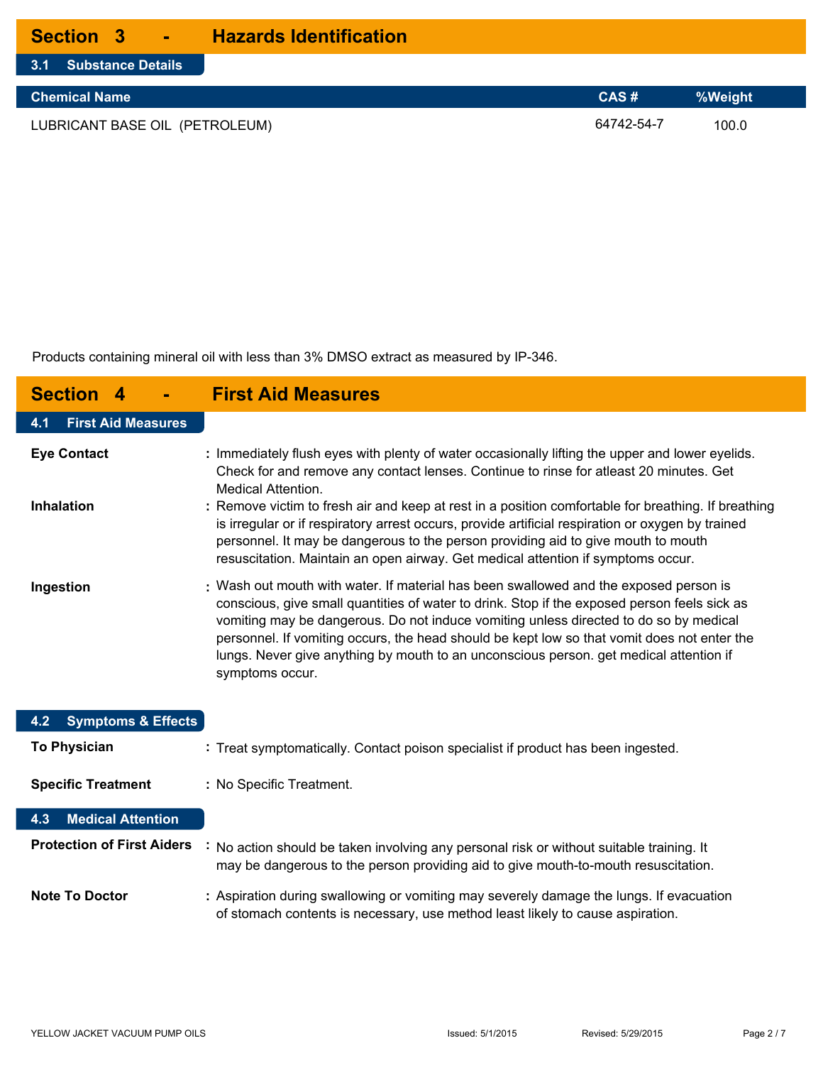## Section 3 - Hazards Identification

### 3.1 Substance Details

| Chemical Name | CAS # | %Weight |
|---|---|---|
| LUBRICANT BASE OIL (PETROLEUM) | 64742-54-7 | 100.0 |

Products containing mineral oil with less than 3% DMSO extract as measured by IP-346.

## Section 4 - First Aid Measures

### 4.1 First Aid Measures

**Eye Contact** : Immediately flush eyes with plenty of water occasionally lifting the upper and lower eyelids. Check for and remove any contact lenses. Continue to rinse for atleast 20 minutes. Get Medical Attention.

**Inhalation** : Remove victim to fresh air and keep at rest in a position comfortable for breathing. If breathing is irregular or if respiratory arrest occurs, provide artificial respiration or oxygen by trained personnel. It may be dangerous to the person providing aid to give mouth to mouth resuscitation. Maintain an open airway. Get medical attention if symptoms occur.

**Ingestion** : Wash out mouth with water. If material has been swallowed and the exposed person is conscious, give small quantities of water to drink. Stop if the exposed person feels sick as vomiting may be dangerous. Do not induce vomiting unless directed to do so by medical personnel. If vomiting occurs, the head should be kept low so that vomit does not enter the lungs. Never give anything by mouth to an unconscious person. get medical attention if symptoms occur.

### 4.2 Symptoms & Effects

**To Physician** : Treat symptomatically. Contact poison specialist if product has been ingested.

**Specific Treatment** : No Specific Treatment.

### 4.3 Medical Attention

**Protection of First Aiders** : No action should be taken involving any personal risk or without suitable training. It may be dangerous to the person providing aid to give mouth-to-mouth resuscitation.

**Note To Doctor** : Aspiration during swallowing or vomiting may severely damage the lungs. If evacuation of stomach contents is necessary, use method least likely to cause aspiration.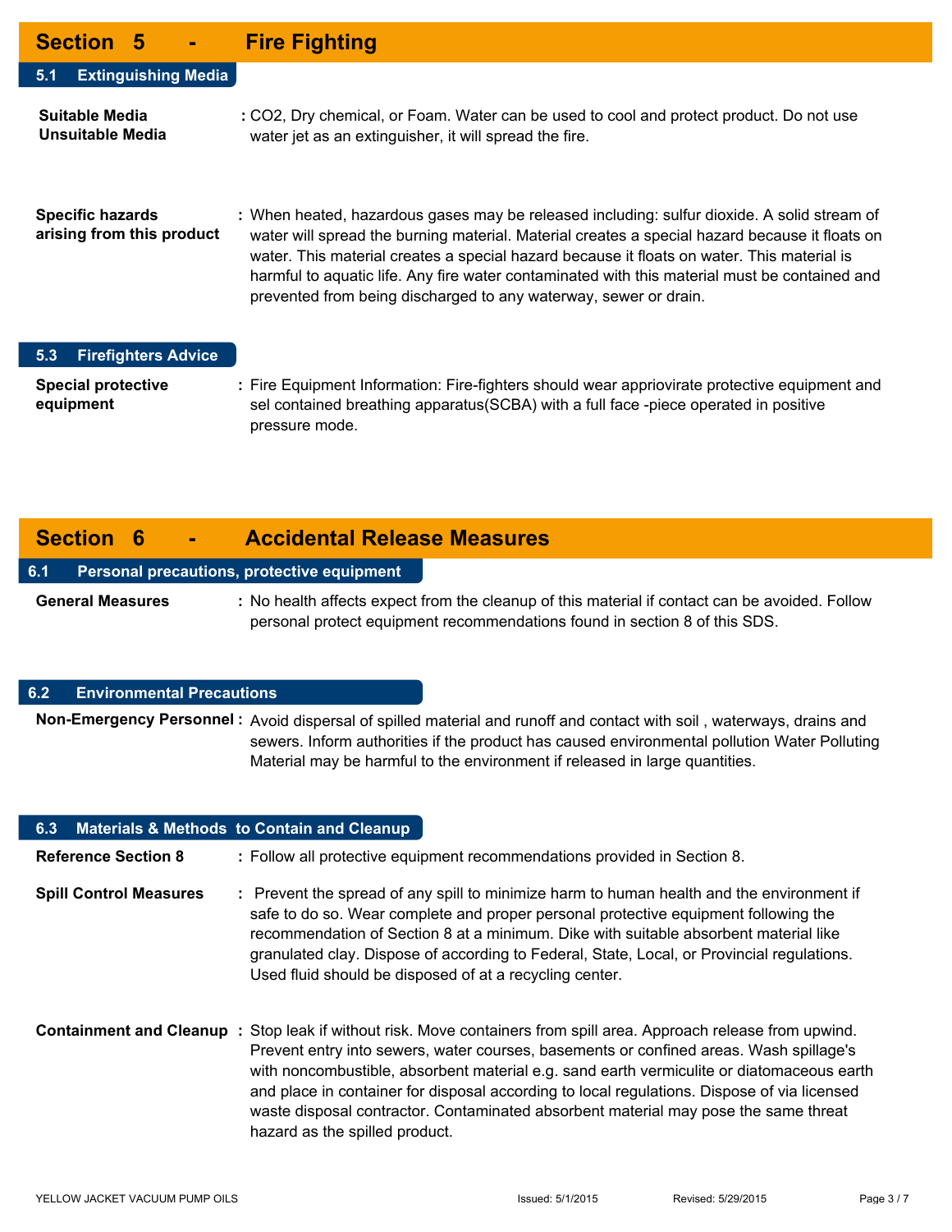## Section 5 - Fire Fighting

### 5.1 Extinguishing Media

**Suitable Media**
**Unsuitable Media** : $CO_2$, Dry chemical, or Foam. Water can be used to cool and protect product. Do not use water jet as an extinguisher, it will spread the fire.

**Specific hazards arising from this product** : When heated, hazardous gases may be released including: sulfur dioxide. A solid stream of water will spread the burning material. Material creates a special hazard because it floats on water. This material creates a special hazard because it floats on water. This material is harmful to aquatic life. Any fire water contaminated with this material must be contained and prevented from being discharged to any waterway, sewer or drain.

### 5.3 Firefighters Advice

**Special protective equipment** : Fire Equipment Information: Fire-fighters should wear appriovirate protective equipment and sel contained breathing apparatus(SCBA) with a full face -piece operated in positive pressure mode.

## Section 6 - Accidental Release Measures

### 6.1 Personal precautions, protective equipment

**General Measures** : No health affects expect from the cleanup of this material if contact can be avoided. Follow personal protect equipment recommendations found in section 8 of this SDS.

### 6.2 Environmental Precautions

**Non-Emergency Personnel** : Avoid dispersal of spilled material and runoff and contact with soil , waterways, drains and sewers. Inform authorities if the product has caused environmental pollution Water Polluting Material may be harmful to the environment if released in large quantities.

### 6.3 Materials & Methods to Contain and Cleanup

**Reference Section 8** : Follow all protective equipment recommendations provided in Section 8.

**Spill Control Measures** : Prevent the spread of any spill to minimize harm to human health and the environment if safe to do so. Wear complete and proper personal protective equipment following the recommendation of Section 8 at a minimum. Dike with suitable absorbent material like granulated clay. Dispose of according to Federal, State, Local, or Provincial regulations. Used fluid should be disposed of at a recycling center.

**Containment and Cleanup** : Stop leak if without risk. Move containers from spill area. Approach release from upwind. Prevent entry into sewers, water courses, basements or confined areas. Wash spillage's with noncombustible, absorbent material e.g. sand earth vermiculite or diatomaceous earth and place in container for disposal according to local regulations. Dispose of via licensed waste disposal contractor. Contaminated absorbent material may pose the same threat hazard as the spilled product.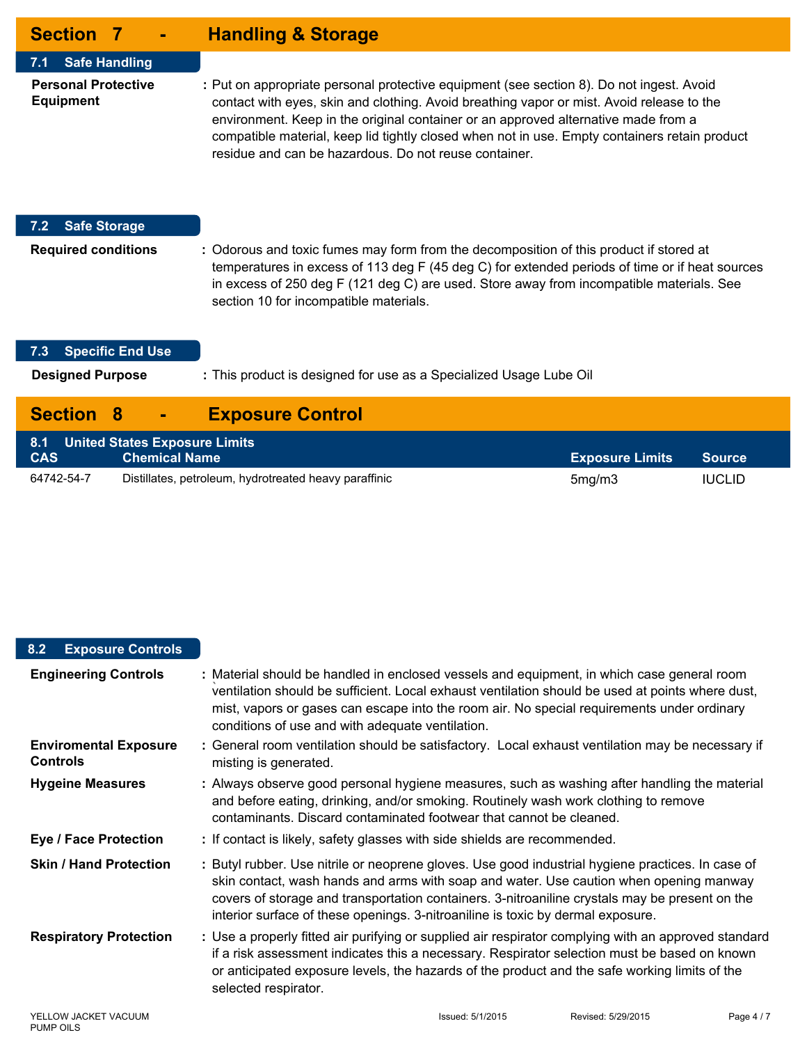## Section 7 - Handling & Storage

### 7.1 Safe Handling

**Personal Protective Equipment** : Put on appropriate personal protective equipment (see section 8). Do not ingest. Avoid contact with eyes, skin and clothing. Avoid breathing vapor or mist. Avoid release to the environment. Keep in the original container or an approved alternative made from a compatible material, keep lid tightly closed when not in use. Empty containers retain product residue and can be hazardous. Do not reuse container.

### 7.2 Safe Storage

**Required conditions** : Odorous and toxic fumes may form from the decomposition of this product if stored at temperatures in excess of 113 deg F (45 deg C) for extended periods of time or if heat sources in excess of 250 deg F (121 deg C) are used. Store away from incompatible materials. See section 10 for incompatible materials.

### 7.3 Specific End Use

**Designed Purpose** : This product is designed for use as a Specialized Usage Lube Oil

## Section 8 - Exposure Control

### 8.1 United States Exposure Limits

| CAS | Chemical Name | Exposure Limits | Source |
|---|---|---|---|
| 64742-54-7 | Distillates, petroleum, hydrotreated heavy paraffinic | 5mg/m3 | IUCLID |

### 8.2 Exposure Controls

**Engineering Controls** : Material should be handled in enclosed vessels and equipment, in which case general room ventilation should be sufficient. Local exhaust ventilation should be used at points where dust, mist, vapors or gases can escape into the room air. No special requirements under ordinary conditions of use and with adequate ventilation.

**Enviromental Exposure Controls** : General room ventilation should be satisfactory. Local exhaust ventilation may be necessary if misting is generated.

**Hygeine Measures** : Always observe good personal hygiene measures, such as washing after handling the material and before eating, drinking, and/or smoking. Routinely wash work clothing to remove contaminants. Discard contaminated footwear that cannot be cleaned.

**Eye / Face Protection** : If contact is likely, safety glasses with side shields are recommended.

**Skin / Hand Protection** : Butyl rubber. Use nitrile or neoprene gloves. Use good industrial hygiene practices. In case of skin contact, wash hands and arms with soap and water. Use caution when opening manway covers of storage and transportation containers. 3-nitroaniline crystals may be present on the interior surface of these openings. 3-nitroaniline is toxic by dermal exposure.

**Respiratory Protection** : Use a properly fitted air purifying or supplied air respirator complying with an approved standard if a risk assessment indicates this a necessary. Respirator selection must be based on known or anticipated exposure levels, the hazards of the product and the safe working limits of the selected respirator.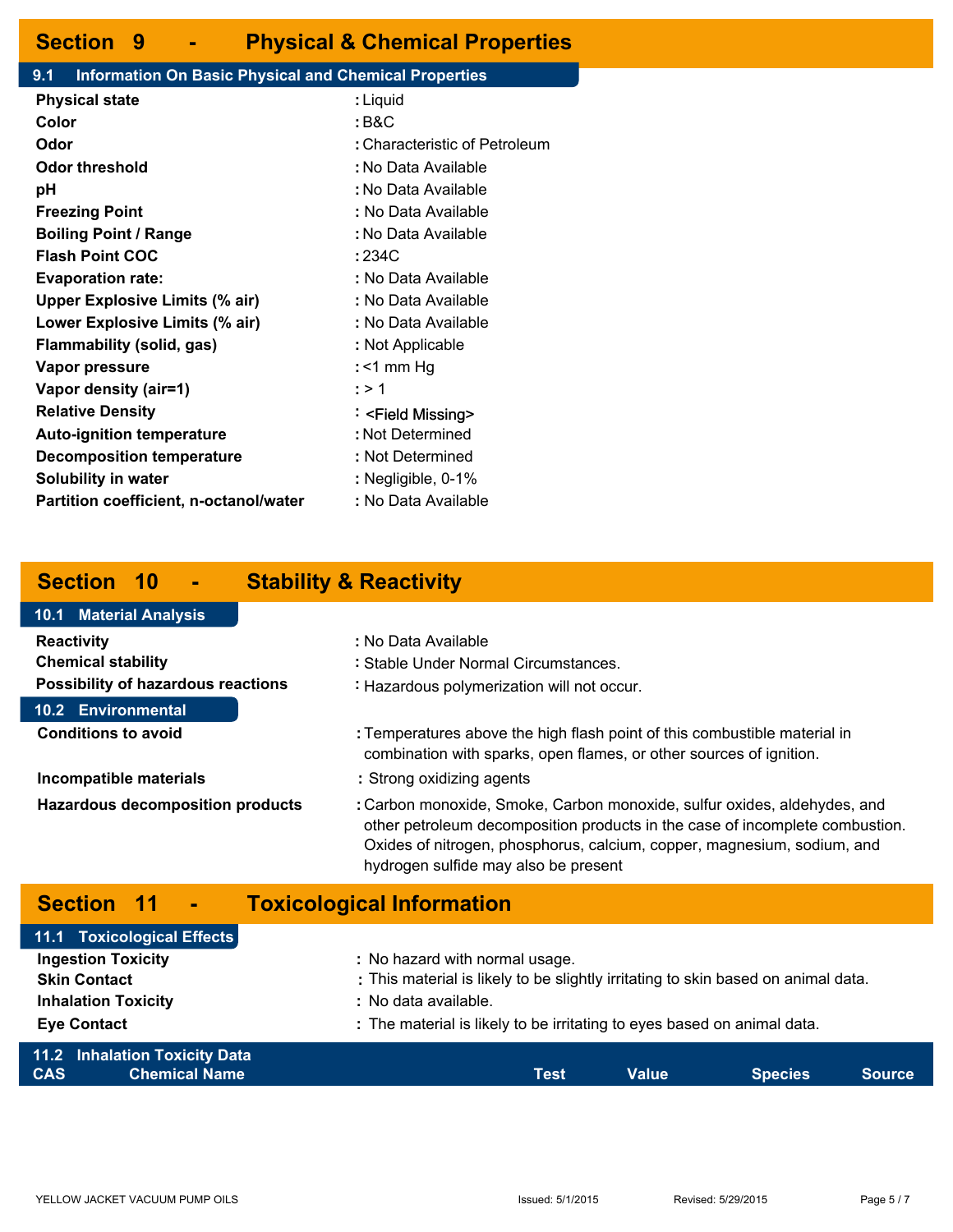## Section 9 - Physical & Chemical Properties

### 9.1 Information On Basic Physical and Chemical Properties

| | |
|---|---|
| **Physical state** | : Liquid |
| **Color** | : B&C |
| **Odor** | : Characteristic of Petroleum |
| **Odor threshold** | : No Data Available |
| **pH** | : No Data Available |
| **Freezing Point** | : No Data Available |
| **Boiling Point / Range** | : No Data Available |
| **Flash Point COC** | : 234C |
| **Evaporation rate:** | : No Data Available |
| **Upper Explosive Limits (% air)** | : No Data Available |
| **Lower Explosive Limits (% air)** | : No Data Available |
| **Flammability (solid, gas)** | : Not Applicable |
| **Vapor pressure** | : <1 mm Hg |
| **Vapor density (air=1)** | : > 1 |
| **Relative Density** | : <Field Missing> |
| **Auto-ignition temperature** | : Not Determined |
| **Decomposition temperature** | : Not Determined |
| **Solubility in water** | : Negligible, 0-1% |
| **Partition coefficient, n-octanol/water** | : No Data Available |

## Section 10 - Stability & Reactivity

### 10.1 Material Analysis

| | |
|---|---|
| **Reactivity** | : No Data Available |
| **Chemical stability** | : Stable Under Normal Circumstances. |
| **Possibility of hazardous reactions** | : Hazardous polymerization will not occur. |

### 10.2 Environmental

| | |
|---|---|
| **Conditions to avoid** | : Temperatures above the high flash point of this combustible material in combination with sparks, open flames, or other sources of ignition. |
| **Incompatible materials** | : Strong oxidizing agents |
| **Hazardous decomposition products** | : Carbon monoxide, Smoke, Carbon monoxide, sulfur oxides, aldehydes, and other petroleum decomposition products in the case of incomplete combustion. Oxides of nitrogen, phosphorus, calcium, copper, magnesium, sodium, and hydrogen sulfide may also be present |

## Section 11 - Toxicological Information

### 11.1 Toxicological Effects

| | |
|---|---|
| **Ingestion Toxicity** | : No hazard with normal usage. |
| **Skin Contact** | : This material is likely to be slightly irritating to skin based on animal data. |
| **Inhalation Toxicity** | : No data available. |
| **Eye Contact** | : The material is likely to be irritating to eyes based on animal data. |

### 11.2 Inhalation Toxicity Data

| CAS | Chemical Name | Test | Value | Species | Source |
|---|---|---|---|---|---|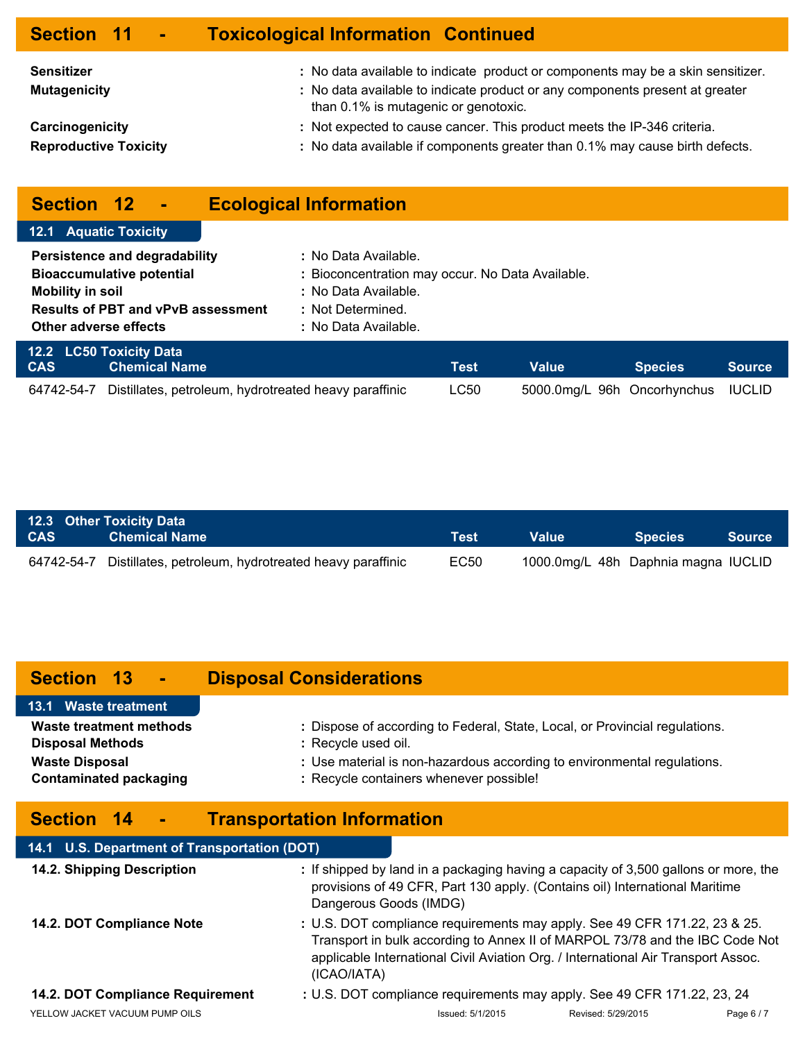## Section 11 - Toxicological Information Continued

**Sensitizer** : No data available to indicate product or components may be a skin sensitizer.

**Mutagenicity** : No data available to indicate product or any components present at greater than 0.1% is mutagenic or genotoxic.

**Carcinogenicity** : Not expected to cause cancer. This product meets the IP-346 criteria.

**Reproductive Toxicity** : No data available if components greater than 0.1% may cause birth defects.

## Section 12 - Ecological Information

### 12.1 Aquatic Toxicity

**Persistence and degradability** : No Data Available.

**Bioaccumulative potential** : Bioconcentration may occur. No Data Available.

**Mobility in soil** : No Data Available.

**Results of PBT and vPvB assessment** : Not Determined.

**Other adverse effects** : No Data Available.

### 12.2 LC50 Toxicity Data

| CAS | Chemical Name | Test | Value | Species | Source |
|---|---|---|---|---|---|
| 64742-54-7 | Distillates, petroleum, hydrotreated heavy paraffinic | LC50 | 5000.0mg/L 96h | Oncorhynchus | IUCLID |

### 12.3 Other Toxicity Data

| CAS | Chemical Name | Test | Value | Species | Source |
|---|---|---|---|---|---|
| 64742-54-7 | Distillates, petroleum, hydrotreated heavy paraffinic | EC50 | 1000.0mg/L 48h | Daphnia magna | IUCLID |

## Section 13 - Disposal Considerations

### 13.1 Waste treatment

**Waste treatment methods** : Dispose of according to Federal, State, Local, or Provincial regulations.

**Disposal Methods** : Recycle used oil.

**Waste Disposal** : Use material is non-hazardous according to environmental regulations.

**Contaminated packaging** : Recycle containers whenever possible!

## Section 14 - Transportation Information

### 14.1 U.S. Department of Transportation (DOT)

**14.2. Shipping Description** : If shipped by land in a packaging having a capacity of 3,500 gallons or more, the provisions of 49 CFR, Part 130 apply. (Contains oil) International Maritime Dangerous Goods (IMDG)

**14.2. DOT Compliance Note** : U.S. DOT compliance requirements may apply. See 49 CFR 171.22, 23 & 25. Transport in bulk according to Annex II of MARPOL 73/78 and the IBC Code Not applicable International Civil Aviation Org. / International Air Transport Assoc. (ICAO/IATA)

**14.2. DOT Compliance Requirement** : U.S. DOT compliance requirements may apply. See 49 CFR 171.22, 23, 24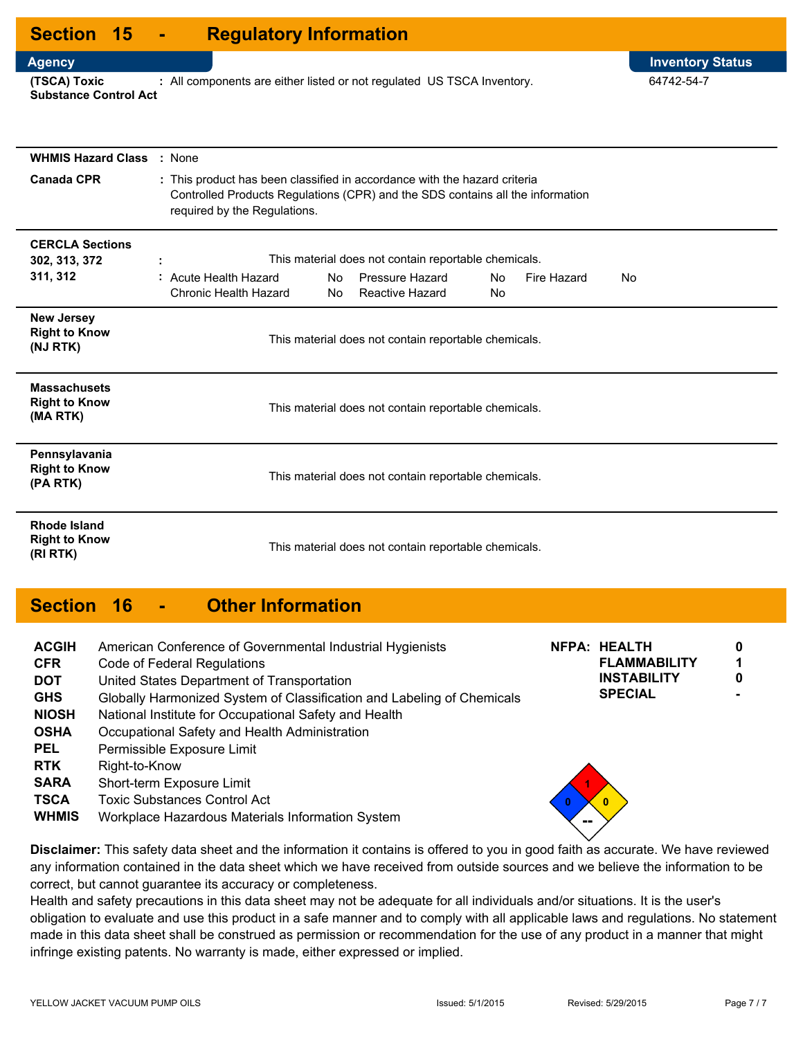## Section 15 - Regulatory Information

| Agency | | Inventory Status |
|---|---|---|
| (TSCA) Toxic Substance Control Act | All components are either listed or not regulated US TSCA Inventory. | 64742-54-7 |

**WHMIS Hazard Class** : None

**Canada CPR** : This product has been classified in accordance with the hazard criteria Controlled Products Regulations (CPR) and the SDS contains all the information required by the Regulations.

**CERCLA Sections**

**302, 313, 372** : This material does not contain reportable chemicals.

**311, 312** :

| | | | | | |
|---|---|---|---|---|---|
| Acute Health Hazard | No | Pressure Hazard | No | Fire Hazard | No |
| Chronic Health Hazard | No | Reactive Hazard | No | | |

**New Jersey Right to Know (NJ RTK)** This material does not contain reportable chemicals.

**Massachusets Right to Know (MA RTK)** This material does not contain reportable chemicals.

**Pennsylavania Right to Know (PA RTK)** This material does not contain reportable chemicals.

**Rhode Island Right to Know (RI RTK)** This material does not contain reportable chemicals.

## Section 16 - Other Information

| | |
|---|---|
| **ACGIH** | American Conference of Governmental Industrial Hygienists |
| **CFR** | Code of Federal Regulations |
| **DOT** | United States Department of Transportation |
| **GHS** | Globally Harmonized System of Classification and Labeling of Chemicals |
| **NIOSH** | National Institute for Occupational Safety and Health |
| **OSHA** | Occupational Safety and Health Administration |
| **PEL** | Permissible Exposure Limit |
| **RTK** | Right-to-Know |
| **SARA** | Short-term Exposure Limit |
| **TSCA** | Toxic Substances Control Act |
| **WHMIS** | Workplace Hazardous Materials Information System |

**NFPA:**

| | |
|---|---|
| **HEALTH** | 0 |
| **FLAMMABILITY** | 1 |
| **INSTABILITY** | 0 |
| **SPECIAL** | - |

1
0
0
--

**Disclaimer:** This safety data sheet and the information it contains is offered to you in good faith as accurate. We have reviewed any information contained in the data sheet which we have received from outside sources and we believe the information to be correct, but cannot guarantee its accuracy or completeness.

Health and safety precautions in this data sheet may not be adequate for all individuals and/or situations. It is the user's obligation to evaluate and use this product in a safe manner and to comply with all applicable laws and regulations. No statement made in this data sheet shall be construed as permission or recommendation for the use of any product in a manner that might infringe existing patents. No warranty is made, either expressed or implied.